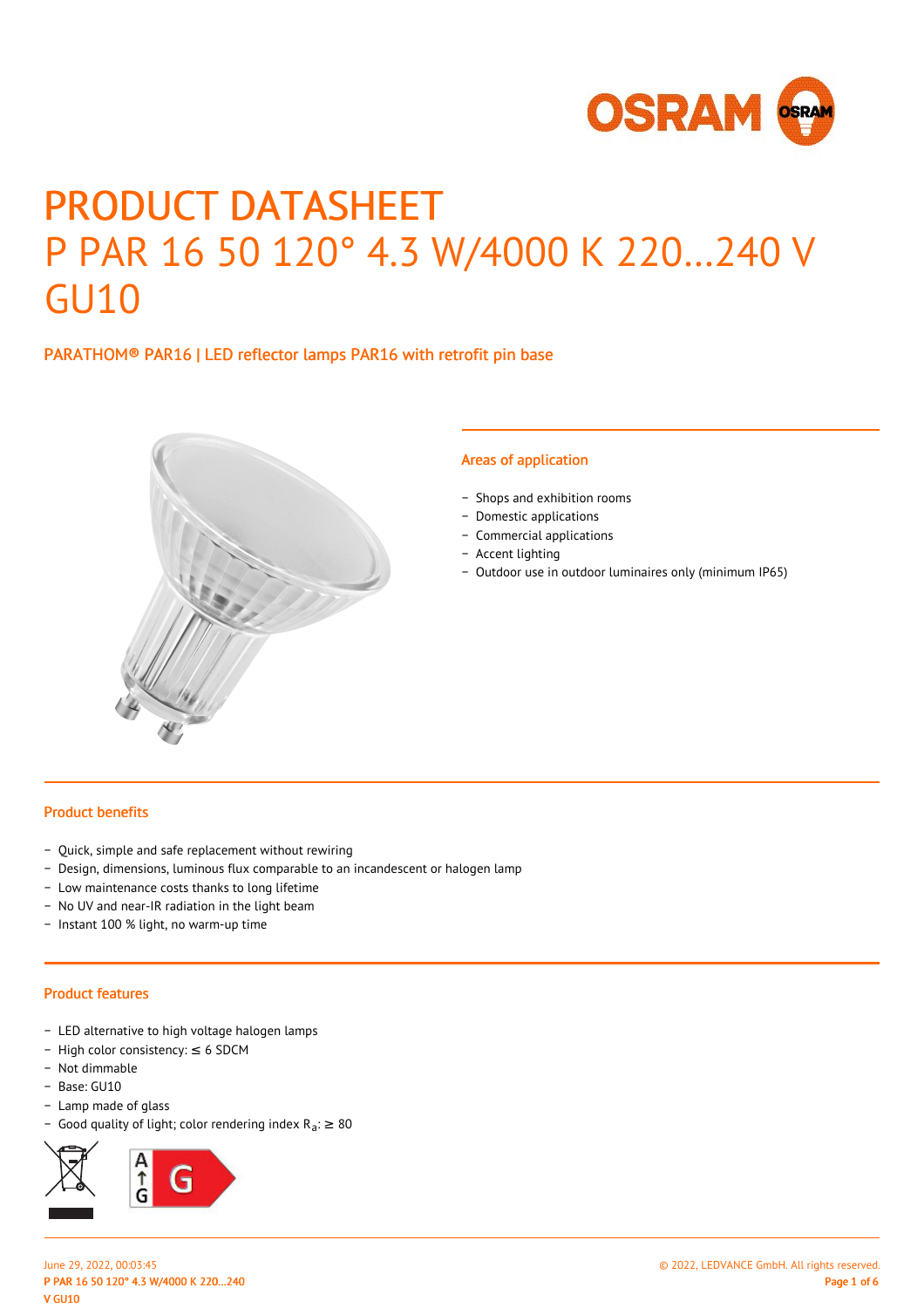# PRODUCT DATASHEET

# P PAR 16 50 120° 4.3 W/4000 K 220…240 V GU10

## PARATHOM® PAR16 | LED reflector lamps PAR16 with retrofit pin base

### Areas of application

- Shops and exhibition rooms
- Domestic applications
- Commercial applications
- Accent lighting
- Outdoor use in outdoor luminaires only (minimum IP65)

### Product benefits

- Quick, simple and safe replacement without rewiring
- Design, dimensions, luminous flux comparable to an incandescent or halogen lamp
- Low maintenance costs thanks to long lifetime
- No UV and near-IR radiation in the light beam
- Instant 100 % light, no warm-up time

### Product features

- LED alternative to high voltage halogen lamps
- High color consistency: ≤ 6 SDCM
- Not dimmable
- Base: GU10
- Lamp made of glass
- Good quality of light; color rendering index $R_a$: ≥ 80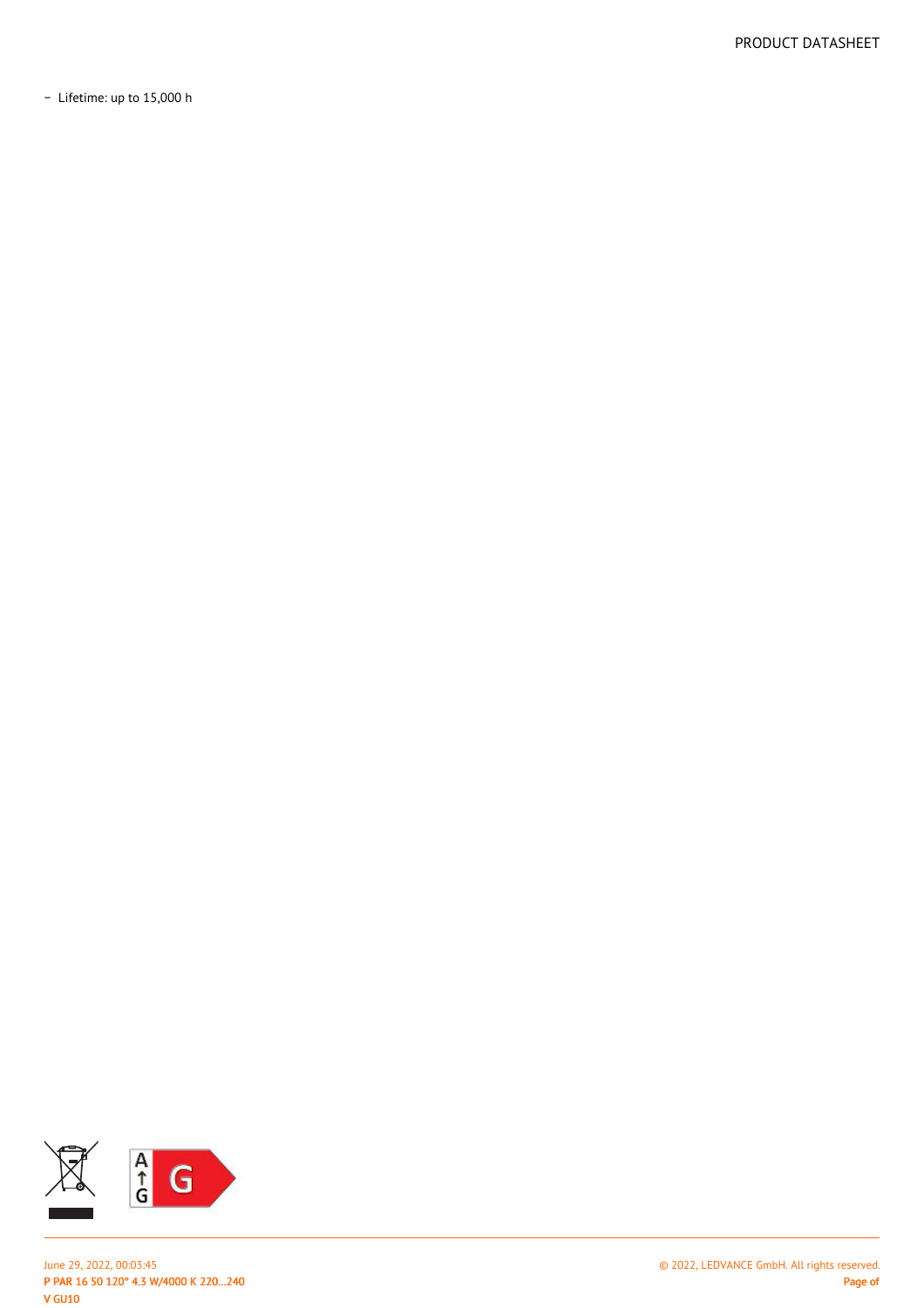- Lifetime: up to 15,000 h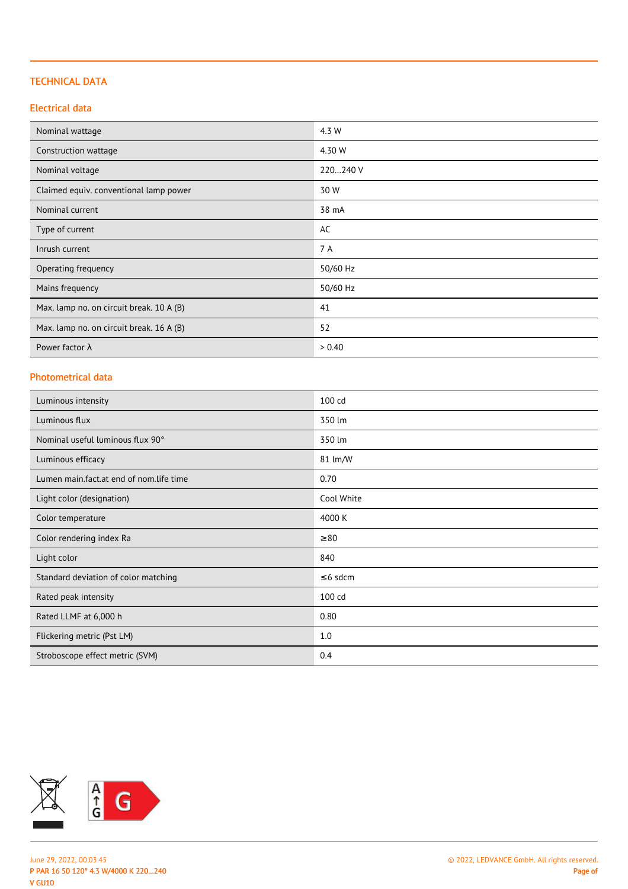## TECHNICAL DATA

### Electrical data

| | |
|---|---|
| Nominal wattage | 4.3 W |
| Construction wattage | 4.30 W |
| Nominal voltage | 220…240 V |
| Claimed equiv. conventional lamp power | 30 W |
| Nominal current | 38 mA |
| Type of current | AC |
| Inrush current | 7 A |
| Operating frequency | 50/60 Hz |
| Mains frequency | 50/60 Hz |
| Max. lamp no. on circuit break. 10 A (B) | 41 |
| Max. lamp no. on circuit break. 16 A (B) | 52 |
| Power factor λ | > 0.40 |

### Photometrical data

| | |
|---|---|
| Luminous intensity | 100 cd |
| Luminous flux | 350 lm |
| Nominal useful luminous flux 90° | 350 lm |
| Luminous efficacy | 81 lm/W |
| Lumen main.fact.at end of nom.life time | 0.70 |
| Light color (designation) | Cool White |
| Color temperature | 4000 K |
| Color rendering index Ra | ≥80 |
| Light color | 840 |
| Standard deviation of color matching | ≤6 sdcm |
| Rated peak intensity | 100 cd |
| Rated LLMF at 6,000 h | 0.80 |
| Flickering metric (Pst LM) | 1.0 |
| Stroboscope effect metric (SVM) | 0.4 |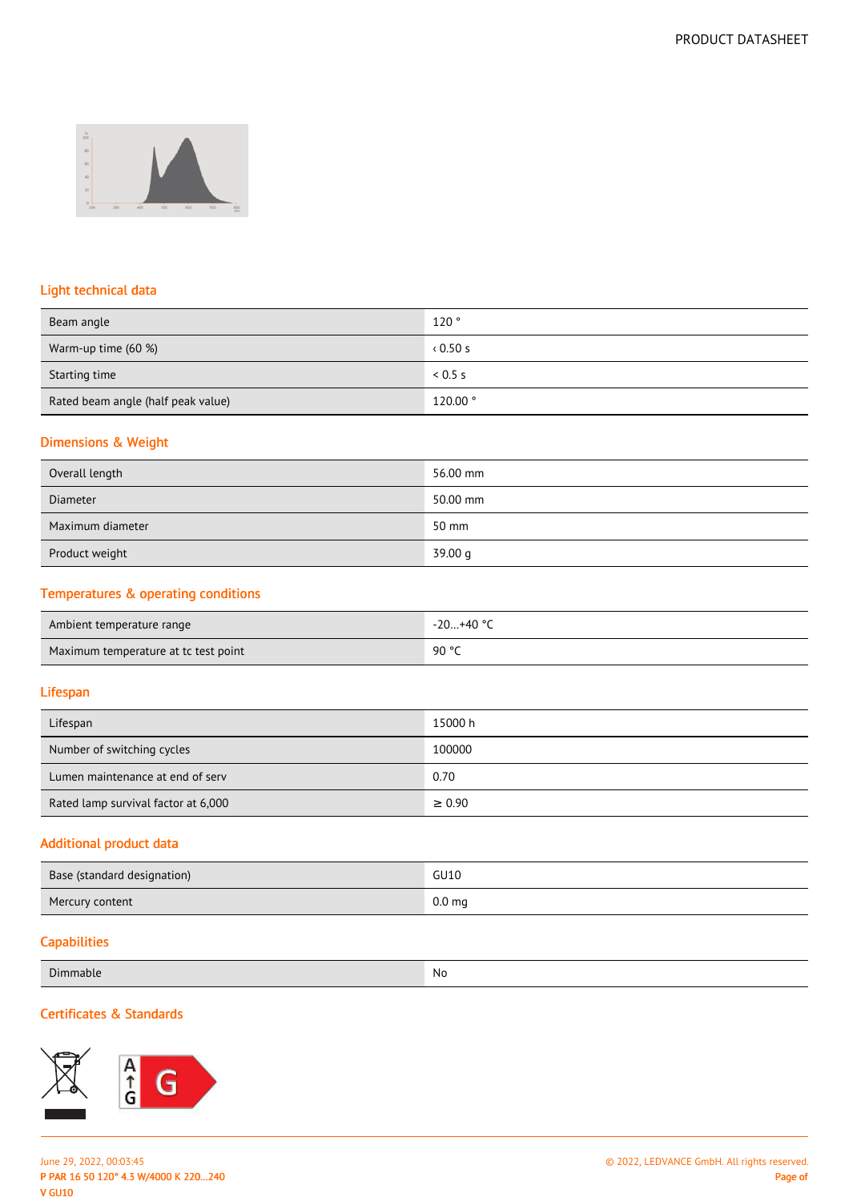## Light technical data

| | |
|---|---|
| Beam angle | 120 ° |
| Warm-up time (60 %) | ‹ 0.50 s |
| Starting time | < 0.5 s |
| Rated beam angle (half peak value) | 120.00 ° |

## Dimensions & Weight

| | |
|---|---|
| Overall length | 56.00 mm |
| Diameter | 50.00 mm |
| Maximum diameter | 50 mm |
| Product weight | 39.00 g |

## Temperatures & operating conditions

| | |
|---|---|
| Ambient temperature range | -20…+40 °C |
| Maximum temperature at tc test point | 90 °C |

## Lifespan

| | |
|---|---|
| Lifespan | 15000 h |
| Number of switching cycles | 100000 |
| Lumen maintenance at end of serv | 0.70 |
| Rated lamp survival factor at 6,000 | ≥ 0.90 |

## Additional product data

| | |
|---|---|
| Base (standard designation) | GU10 |
| Mercury content | 0.0 mg |

## Capabilities

| | |
|---|---|
| Dimmable | No |

## Certificates & Standards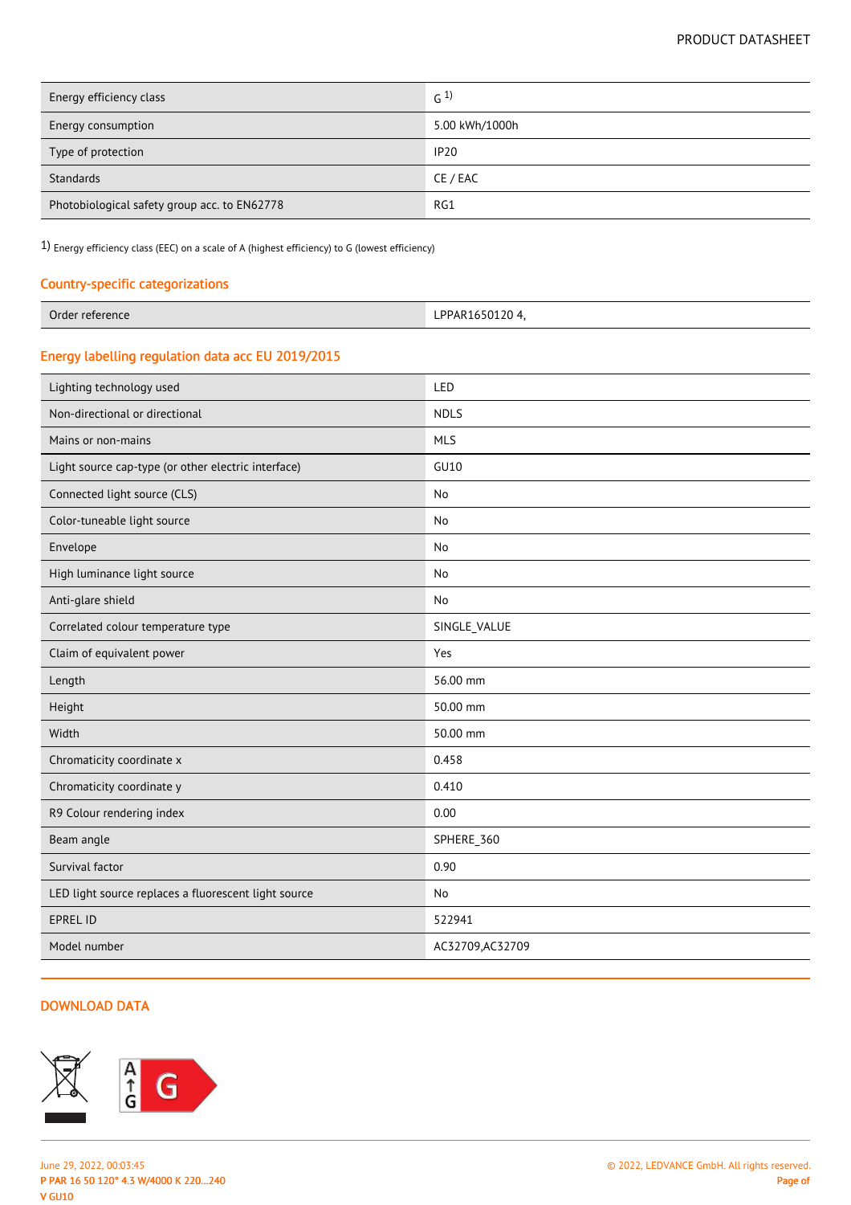| | |
|---|---|
| Energy efficiency class | G [1] |
| Energy consumption | 5.00 kWh/1000h |
| Type of protection | IP20 |
| Standards | CE / EAC |
| Photobiological safety group acc. to EN62778 | RG1 |

1) Energy efficiency class (EEC) on a scale of A (highest efficiency) to G (lowest efficiency)

## Country-specific categorizations

| | |
|---|---|
| Order reference | LPPAR1650120 4, |

## Energy labelling regulation data acc EU 2019/2015

| | |
|---|---|
| Lighting technology used | LED |
| Non-directional or directional | NDLS |
| Mains or non-mains | MLS |
| Light source cap-type (or other electric interface) | GU10 |
| Connected light source (CLS) | No |
| Color-tuneable light source | No |
| Envelope | No |
| High luminance light source | No |
| Anti-glare shield | No |
| Correlated colour temperature type | SINGLE_VALUE |
| Claim of equivalent power | Yes |
| Length | 56.00 mm |
| Height | 50.00 mm |
| Width | 50.00 mm |
| Chromaticity coordinate x | 0.458 |
| Chromaticity coordinate y | 0.410 |
| R9 Colour rendering index | 0.00 |
| Beam angle | SPHERE_360 |
| Survival factor | 0.90 |
| LED light source replaces a fluorescent light source | No |
| EPREL ID | 522941 |
| Model number | AC32709,AC32709 |

## DOWNLOAD DATA

June 29, 2022, 00:03:45
P PAR 16 50 120° 4.3 W/4000 K 220…240 V GU10

© 2022, LEDVANCE GmbH. All rights reserved.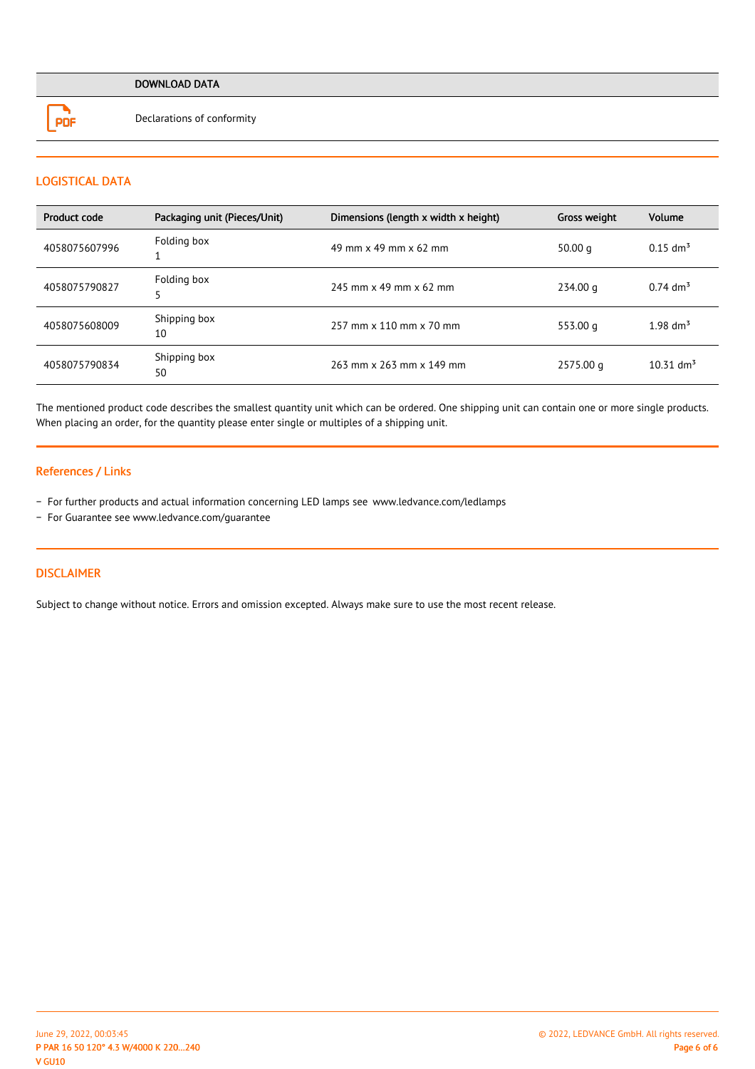| DOWNLOAD DATA |
| --- |
| PDF Declarations of conformity |

## LOGISTICAL DATA

| Product code | Packaging unit (Pieces/Unit) | Dimensions (length x width x height) | Gross weight | Volume |
| --- | --- | --- | --- | --- |
| 4058075607996 | Folding box 1 | 49 mm x 49 mm x 62 mm | 50.00 g | 0.15 $dm^3$ |
| 4058075790827 | Folding box 5 | 245 mm x 49 mm x 62 mm | 234.00 g | 0.74 $dm^3$ |
| 4058075608009 | Shipping box 10 | 257 mm x 110 mm x 70 mm | 553.00 g | 1.98 $dm^3$ |
| 4058075790834 | Shipping box 50 | 263 mm x 263 mm x 149 mm | 2575.00 g | 10.31 $dm^3$ |

The mentioned product code describes the smallest quantity unit which can be ordered. One shipping unit can contain one or more single products. When placing an order, for the quantity please enter single or multiples of a shipping unit.

## References / Links

- For further products and actual information concerning LED lamps see www.ledvance.com/ledlamps
- For Guarantee see www.ledvance.com/guarantee

## DISCLAIMER

Subject to change without notice. Errors and omission excepted. Always make sure to use the most recent release.